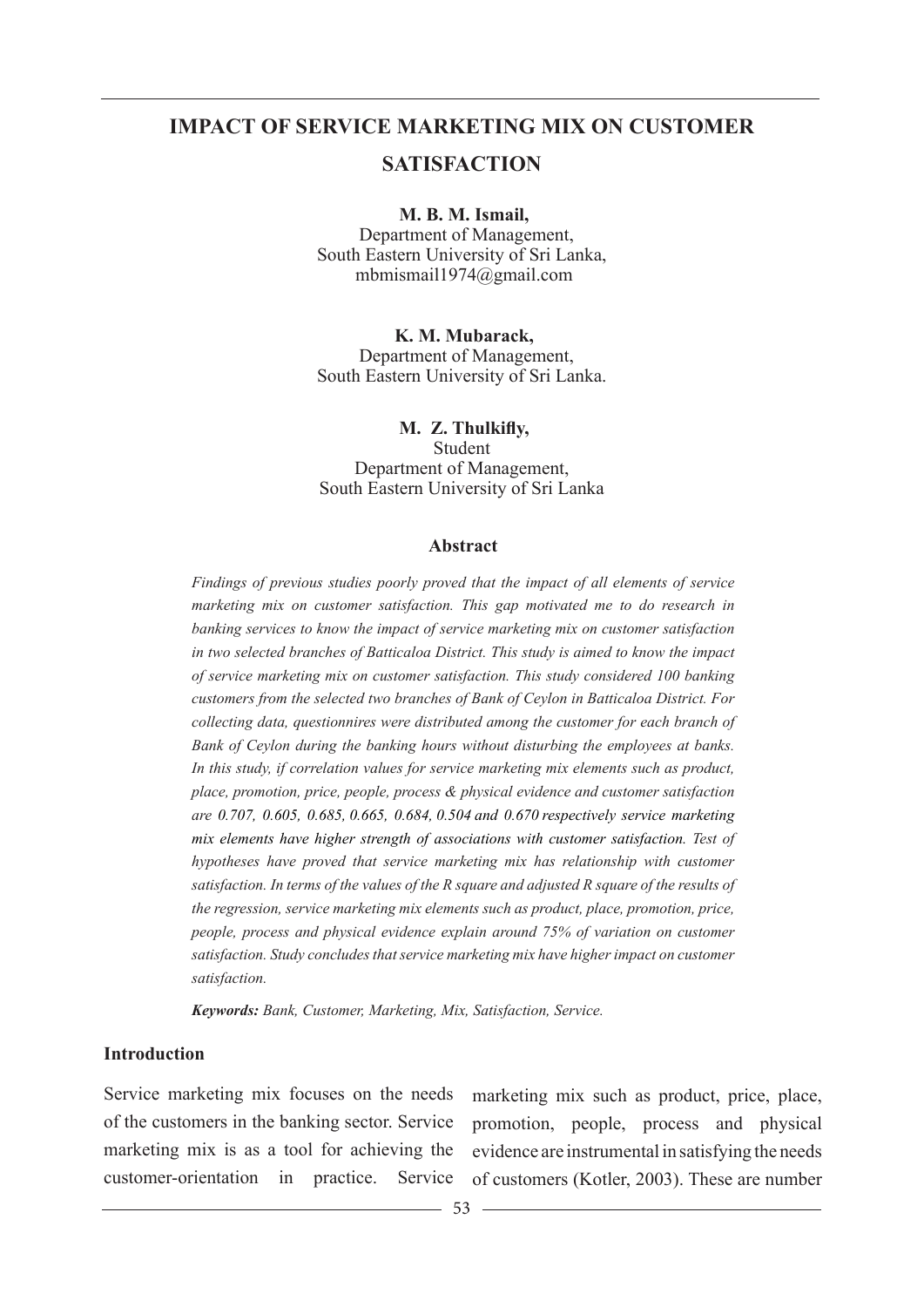# IMPACT OF SERVICE MARKETING MIX ON CUSTOMER SATISFACTION

**M. B. M. Ismail,**
Department of Management,
South Eastern University of Sri Lanka,
mbmismail1974@gmail.com

**K. M. Mubarack,**
Department of Management,
South Eastern University of Sri Lanka.

**M. Z. Thulkifly,**
Student
Department of Management,
South Eastern University of Sri Lanka

## Abstract

*Findings of previous studies poorly proved that the impact of all elements of service marketing mix on customer satisfaction. This gap motivated me to do research in banking services to know the impact of service marketing mix on customer satisfaction in two selected branches of Batticaloa District. This study is aimed to know the impact of service marketing mix on customer satisfaction. This study considered 100 banking customers from the selected two branches of Bank of Ceylon in Batticaloa District. For collecting data, questionnires were distributed among the customer for each branch of Bank of Ceylon during the banking hours without disturbing the employees at banks. In this study, if correlation values for service marketing mix elements such as product, place, promotion, price, people, process & physical evidence and customer satisfaction are 0.707, 0.605, 0.685, 0.665, 0.684, 0.504 and 0.670 respectively service marketing mix elements have higher strength of associations with customer satisfaction. Test of hypotheses have proved that service marketing mix has relationship with customer satisfaction. In terms of the values of the R square and adjusted R square of the results of the regression, service marketing mix elements such as product, place, promotion, price, people, process and physical evidence explain around 75% of variation on customer satisfaction. Study concludes that service marketing mix have higher impact on customer satisfaction.*

***Keywords:*** *Bank, Customer, Marketing, Mix, Satisfaction, Service.*

## Introduction

Service marketing mix focuses on the needs of the customers in the banking sector. Service marketing mix is as a tool for achieving the customer-orientation in practice. Service marketing mix such as product, price, place, promotion, people, process and physical evidence are instrumental in satisfying the needs of customers (Kotler, 2003). These are number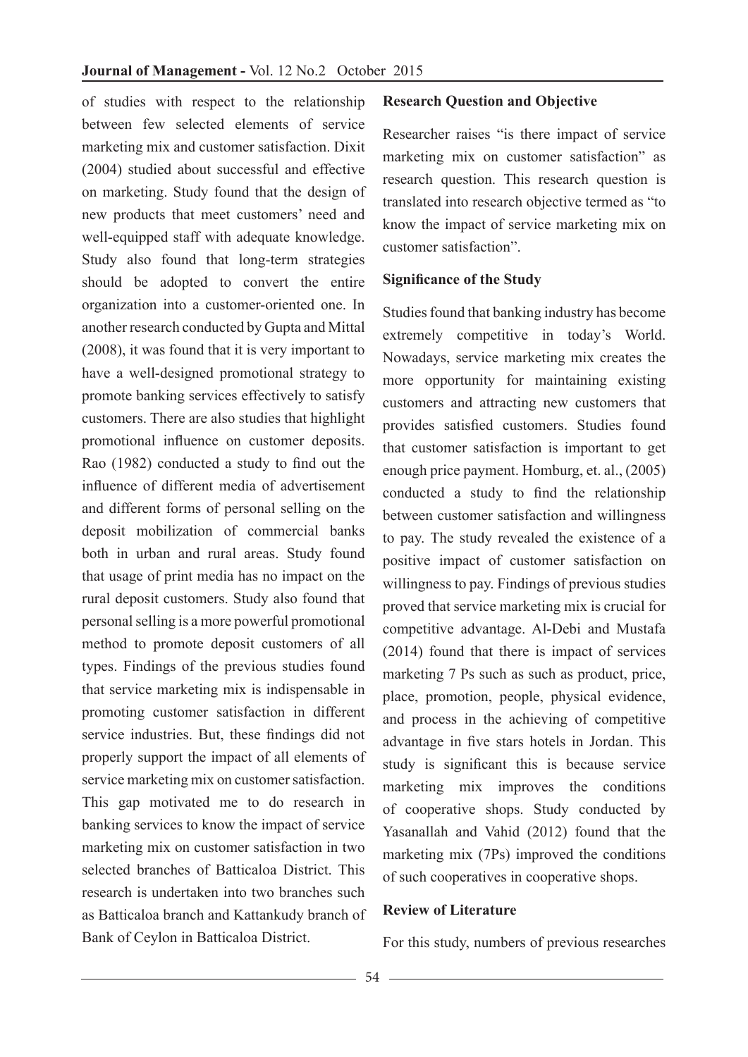of studies with respect to the relationship between few selected elements of service marketing mix and customer satisfaction. Dixit (2004) studied about successful and effective on marketing. Study found that the design of new products that meet customers' need and well-equipped staff with adequate knowledge. Study also found that long-term strategies should be adopted to convert the entire organization into a customer-oriented one. In another research conducted by Gupta and Mittal (2008), it was found that it is very important to have a well-designed promotional strategy to promote banking services effectively to satisfy customers. There are also studies that highlight promotional influence on customer deposits. Rao (1982) conducted a study to find out the influence of different media of advertisement and different forms of personal selling on the deposit mobilization of commercial banks both in urban and rural areas. Study found that usage of print media has no impact on the rural deposit customers. Study also found that personal selling is a more powerful promotional method to promote deposit customers of all types. Findings of the previous studies found that service marketing mix is indispensable in promoting customer satisfaction in different service industries. But, these findings did not properly support the impact of all elements of service marketing mix on customer satisfaction. This gap motivated me to do research in banking services to know the impact of service marketing mix on customer satisfaction in two selected branches of Batticaloa District. This research is undertaken into two branches such as Batticaloa branch and Kattankudy branch of Bank of Ceylon in Batticaloa District.

**Research Question and Objective**

Researcher raises "is there impact of service marketing mix on customer satisfaction" as research question. This research question is translated into research objective termed as "to know the impact of service marketing mix on customer satisfaction".

**Significance of the Study**

Studies found that banking industry has become extremely competitive in today's World. Nowadays, service marketing mix creates the more opportunity for maintaining existing customers and attracting new customers that provides satisfied customers. Studies found that customer satisfaction is important to get enough price payment. Homburg, et. al., (2005) conducted a study to find the relationship between customer satisfaction and willingness to pay. The study revealed the existence of a positive impact of customer satisfaction on willingness to pay. Findings of previous studies proved that service marketing mix is crucial for competitive advantage. Al-Debi and Mustafa (2014) found that there is impact of services marketing 7 Ps such as such as product, price, place, promotion, people, physical evidence, and process in the achieving of competitive advantage in five stars hotels in Jordan. This study is significant this is because service marketing mix improves the conditions of cooperative shops. Study conducted by Yasanallah and Vahid (2012) found that the marketing mix (7Ps) improved the conditions of such cooperatives in cooperative shops.

**Review of Literature**

For this study, numbers of previous researches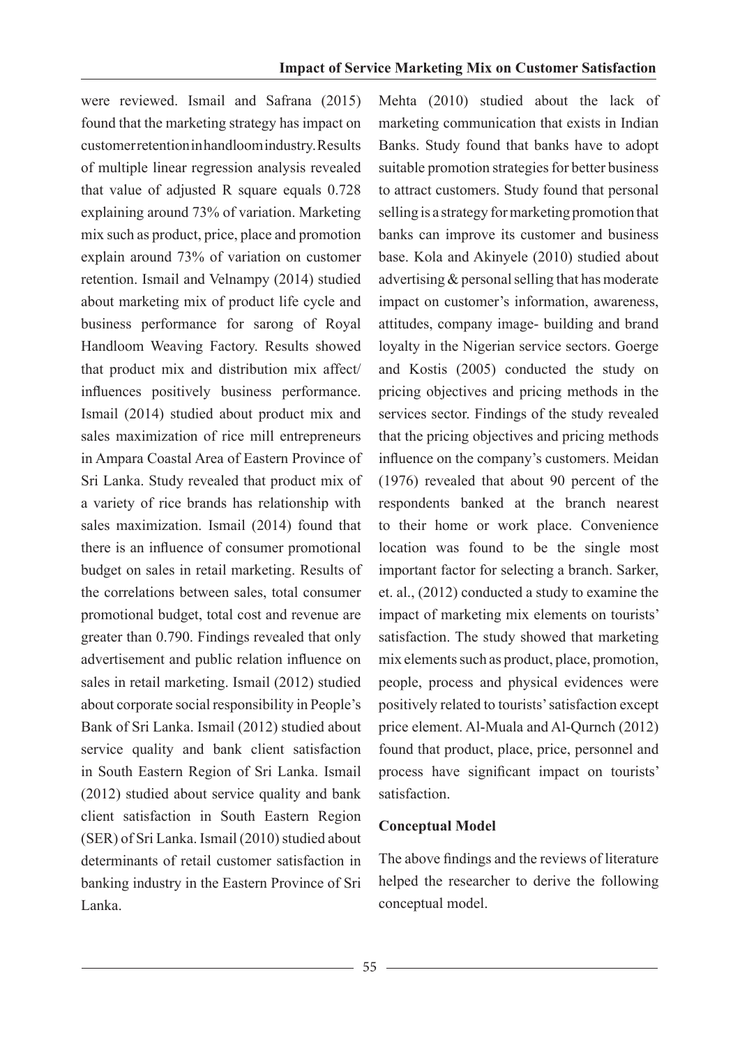were reviewed. Ismail and Safrana (2015) found that the marketing strategy has impact on customer retention in handloom industry. Results of multiple linear regression analysis revealed that value of adjusted R square equals 0.728 explaining around 73% of variation. Marketing mix such as product, price, place and promotion explain around 73% of variation on customer retention. Ismail and Velnampy (2014) studied about marketing mix of product life cycle and business performance for sarong of Royal Handloom Weaving Factory. Results showed that product mix and distribution mix affect/ influences positively business performance. Ismail (2014) studied about product mix and sales maximization of rice mill entrepreneurs in Ampara Coastal Area of Eastern Province of Sri Lanka. Study revealed that product mix of a variety of rice brands has relationship with sales maximization. Ismail (2014) found that there is an influence of consumer promotional budget on sales in retail marketing. Results of the correlations between sales, total consumer promotional budget, total cost and revenue are greater than 0.790. Findings revealed that only advertisement and public relation influence on sales in retail marketing. Ismail (2012) studied about corporate social responsibility in People's Bank of Sri Lanka. Ismail (2012) studied about service quality and bank client satisfaction in South Eastern Region of Sri Lanka. Ismail (2012) studied about service quality and bank client satisfaction in South Eastern Region (SER) of Sri Lanka. Ismail (2010) studied about determinants of retail customer satisfaction in banking industry in the Eastern Province of Sri Lanka.

Mehta (2010) studied about the lack of marketing communication that exists in Indian Banks. Study found that banks have to adopt suitable promotion strategies for better business to attract customers. Study found that personal selling is a strategy for marketing promotion that banks can improve its customer and business base. Kola and Akinyele (2010) studied about advertising & personal selling that has moderate impact on customer's information, awareness, attitudes, company image- building and brand loyalty in the Nigerian service sectors. Goerge and Kostis (2005) conducted the study on pricing objectives and pricing methods in the services sector. Findings of the study revealed that the pricing objectives and pricing methods influence on the company's customers. Meidan (1976) revealed that about 90 percent of the respondents banked at the branch nearest to their home or work place. Convenience location was found to be the single most important factor for selecting a branch. Sarker, et. al., (2012) conducted a study to examine the impact of marketing mix elements on tourists' satisfaction. The study showed that marketing mix elements such as product, place, promotion, people, process and physical evidences were positively related to tourists' satisfaction except price element. Al-Muala and Al-Qurnch (2012) found that product, place, price, personnel and process have significant impact on tourists' satisfaction.

**Conceptual Model**

The above findings and the reviews of literature helped the researcher to derive the following conceptual model.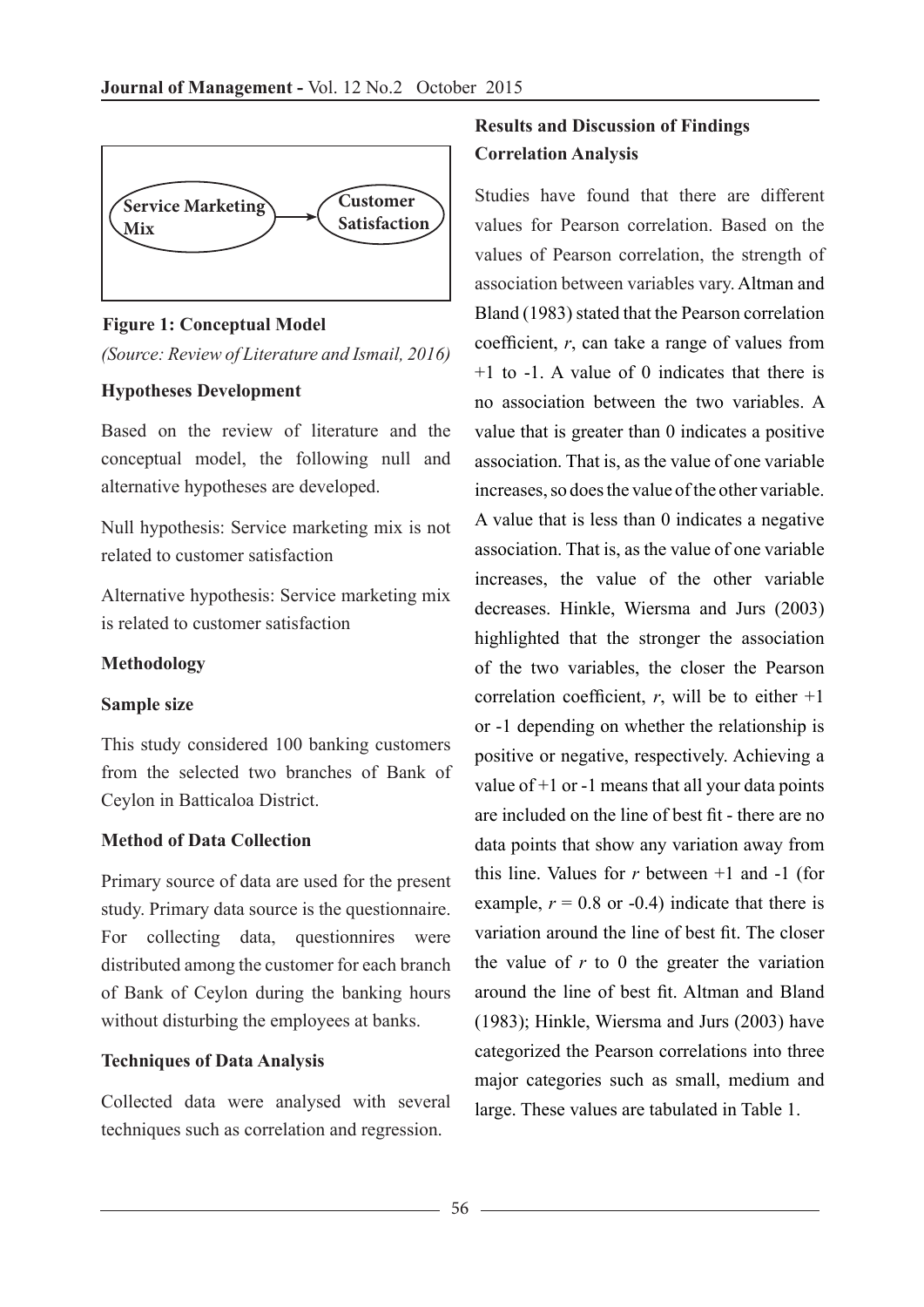Service Marketing Mix → Customer Satisfaction

**Figure 1: Conceptual Model**

*(Source: Review of Literature and Ismail, 2016)*

**Hypotheses Development**

Based on the review of literature and the conceptual model, the following null and alternative hypotheses are developed.

Null hypothesis: Service marketing mix is not related to customer satisfaction

Alternative hypothesis: Service marketing mix is related to customer satisfaction

**Methodology**

**Sample size**

This study considered 100 banking customers from the selected two branches of Bank of Ceylon in Batticaloa District.

**Method of Data Collection**

Primary source of data are used for the present study. Primary data source is the questionnaire. For collecting data, questionnires were distributed among the customer for each branch of Bank of Ceylon during the banking hours without disturbing the employees at banks.

**Techniques of Data Analysis**

Collected data were analysed with several techniques such as correlation and regression.

**Results and Discussion of Findings**

**Correlation Analysis**

Studies have found that there are different values for Pearson correlation. Based on the values of Pearson correlation, the strength of association between variables vary. Altman and Bland (1983) stated that the Pearson correlation coefficient, *r*, can take a range of values from +1 to -1. A value of 0 indicates that there is no association between the two variables. A value that is greater than 0 indicates a positive association. That is, as the value of one variable increases, so does the value of the other variable. A value that is less than 0 indicates a negative association. That is, as the value of one variable increases, the value of the other variable decreases. Hinkle, Wiersma and Jurs (2003) highlighted that the stronger the association of the two variables, the closer the Pearson correlation coefficient, *r*, will be to either +1 or -1 depending on whether the relationship is positive or negative, respectively. Achieving a value of +1 or -1 means that all your data points are included on the line of best fit - there are no data points that show any variation away from this line. Values for *r* between +1 and -1 (for example, $r = 0.8$ or -0.4) indicate that there is variation around the line of best fit. The closer the value of *r* to 0 the greater the variation around the line of best fit. Altman and Bland (1983); Hinkle, Wiersma and Jurs (2003) have categorized the Pearson correlations into three major categories such as small, medium and large. These values are tabulated in Table 1.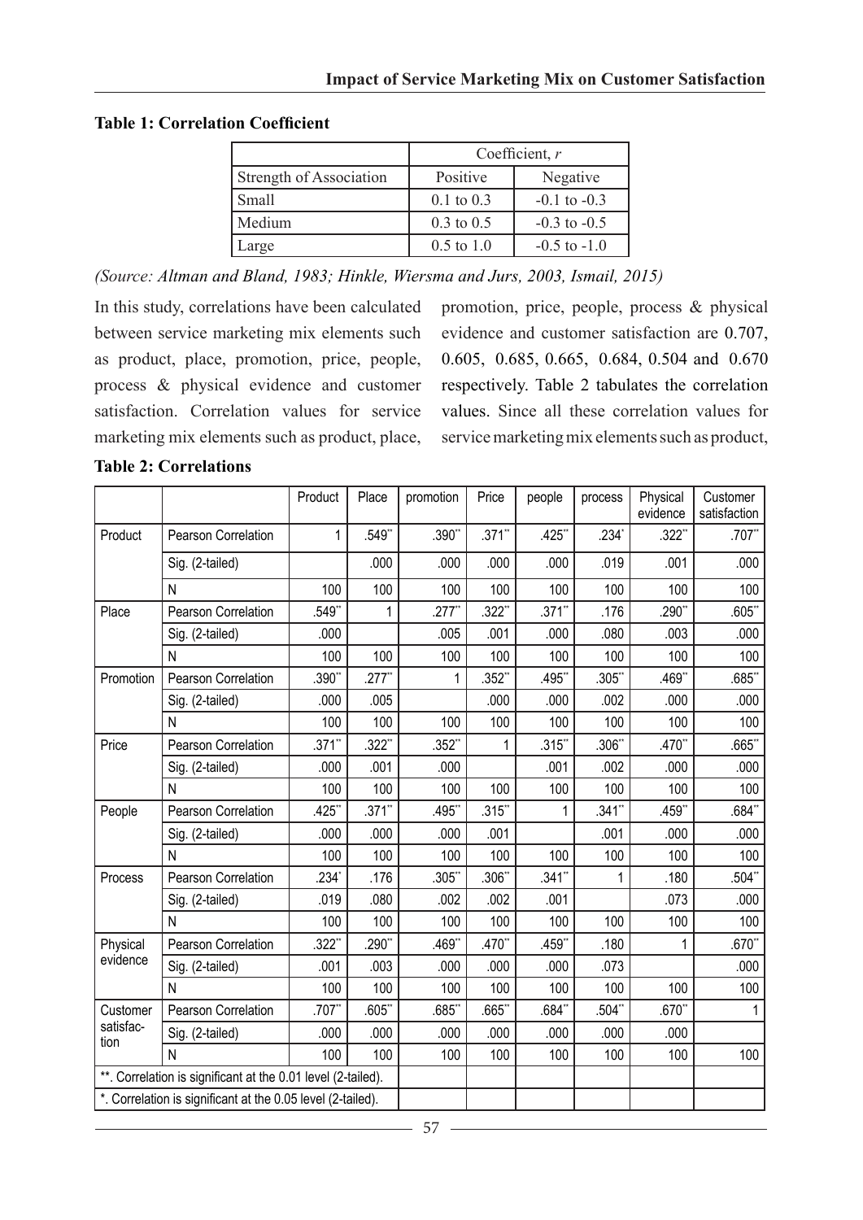**Table 1: Correlation Coefficient**

| | Coefficient, *r* | |
|---|---|---|
| Strength of Association | Positive | Negative |
| Small | 0.1 to 0.3 | -0.1 to -0.3 |
| Medium | 0.3 to 0.5 | -0.3 to -0.5 |
| Large | 0.5 to 1.0 | -0.5 to -1.0 |

*(Source: Altman and Bland, 1983; Hinkle, Wiersma and Jurs, 2003, Ismail, 2015)*

In this study, correlations have been calculated between service marketing mix elements such as product, place, promotion, price, people, process & physical evidence and customer satisfaction. Correlation values for service marketing mix elements such as product, place, promotion, price, people, process & physical evidence and customer satisfaction are 0.707, 0.605, 0.685, 0.665, 0.684, 0.504 and 0.670 respectively. Table 2 tabulates the correlation values. Since all these correlation values for service marketing mix elements such as product,

**Table 2: Correlations**

| | | Product | Place | promotion | Price | people | process | Physical evidence | Customer satisfaction |
|---|---|---|---|---|---|---|---|---|---|
| Product | Pearson Correlation | 1 | .549** | .390** | .371** | .425** | .234* | .322** | .707** |
| | Sig. (2-tailed) | | .000 | .000 | .000 | .000 | .019 | .001 | .000 |
| | N | 100 | 100 | 100 | 100 | 100 | 100 | 100 | 100 |
| Place | Pearson Correlation | .549** | 1 | .277** | .322** | .371** | .176 | .290** | .605** |
| | Sig. (2-tailed) | .000 | | .005 | .001 | .000 | .080 | .003 | .000 |
| | N | 100 | 100 | 100 | 100 | 100 | 100 | 100 | 100 |
| Promotion | Pearson Correlation | .390** | .277** | 1 | .352** | .495** | .305** | .469** | .685** |
| | Sig. (2-tailed) | .000 | .005 | | .000 | .000 | .002 | .000 | .000 |
| | N | 100 | 100 | 100 | 100 | 100 | 100 | 100 | 100 |
| Price | Pearson Correlation | .371** | .322** | .352** | 1 | .315** | .306** | .470** | .665** |
| | Sig. (2-tailed) | .000 | .001 | .000 | | .001 | .002 | .000 | .000 |
| | N | 100 | 100 | 100 | 100 | 100 | 100 | 100 | 100 |
| People | Pearson Correlation | .425** | .371** | .495** | .315** | 1 | .341** | .459** | .684** |
| | Sig. (2-tailed) | .000 | .000 | .000 | .001 | | .001 | .000 | .000 |
| | N | 100 | 100 | 100 | 100 | 100 | 100 | 100 | 100 |
| Process | Pearson Correlation | .234* | .176 | .305** | .306** | .341** | 1 | .180 | .504** |
| | Sig. (2-tailed) | .019 | .080 | .002 | .002 | .001 | | .073 | .000 |
| | N | 100 | 100 | 100 | 100 | 100 | 100 | 100 | 100 |
| Physical evidence | Pearson Correlation | .322** | .290** | .469** | .470** | .459** | .180 | 1 | .670** |
| | Sig. (2-tailed) | .001 | .003 | .000 | .000 | .000 | .073 | | .000 |
| | N | 100 | 100 | 100 | 100 | 100 | 100 | 100 | 100 |
| Customer satisfaction | Pearson Correlation | .707** | .605** | .685** | .665** | .684** | .504** | .670** | 1 |
| | Sig. (2-tailed) | .000 | .000 | .000 | .000 | .000 | .000 | .000 | |
| | N | 100 | 100 | 100 | 100 | 100 | 100 | 100 | 100 |

**. Correlation is significant at the 0.01 level (2-tailed).

*. Correlation is significant at the 0.05 level (2-tailed).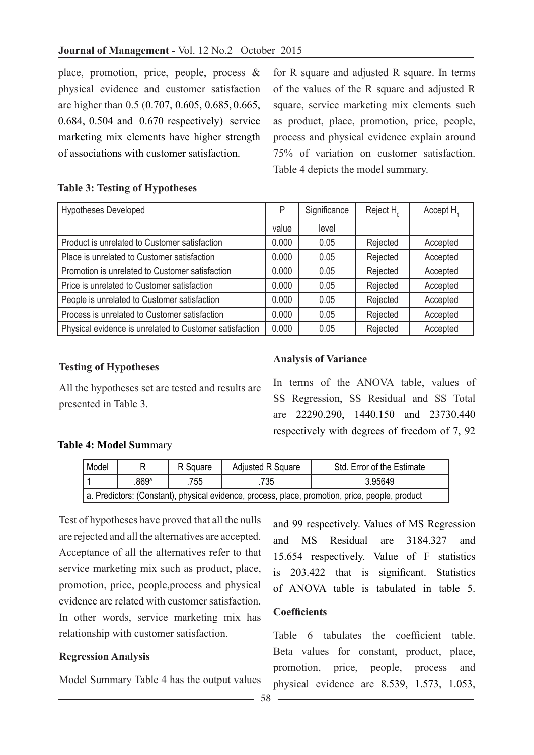place, promotion, price, people, process & physical evidence and customer satisfaction are higher than 0.5 (0.707, 0.605, 0.685, 0.665, 0.684, 0.504 and 0.670 respectively) service marketing mix elements have higher strength of associations with customer satisfaction.

**Table 3: Testing of Hypotheses**

| Hypotheses Developed | P value | Significance level | Reject $H_0$ | Accept $H_1$ |
|---|---|---|---|---|
| Product is unrelated to Customer satisfaction | 0.000 | 0.05 | Rejected | Accepted |
| Place is unrelated to Customer satisfaction | 0.000 | 0.05 | Rejected | Accepted |
| Promotion is unrelated to Customer satisfaction | 0.000 | 0.05 | Rejected | Accepted |
| Price is unrelated to Customer satisfaction | 0.000 | 0.05 | Rejected | Accepted |
| People is unrelated to Customer satisfaction | 0.000 | 0.05 | Rejected | Accepted |
| Process is unrelated to Customer satisfaction | 0.000 | 0.05 | Rejected | Accepted |
| Physical evidence is unrelated to Customer satisfaction | 0.000 | 0.05 | Rejected | Accepted |

## Testing of Hypotheses

All the hypotheses set are tested and results are presented in Table 3.

Test of hypotheses have proved that all the nulls are rejected and all the alternatives are accepted. Acceptance of all the alternatives refer to that service marketing mix such as product, place, promotion, price, people,process and physical evidence are related with customer satisfaction. In other words, service marketing mix has relationship with customer satisfaction.

## Regression Analysis

Model Summary Table 4 has the output values for R square and adjusted R square. In terms of the values of the R square and adjusted R square, service marketing mix elements such as product, place, promotion, price, people, process and physical evidence explain around 75% of variation on customer satisfaction. Table 4 depicts the model summary.

**Table 4: Model Summary**

| Model | R | R Square | Adjusted R Square | Std. Error of the Estimate |
|---|---|---|---|---|
| 1 | .869[a] | .755 | .735 | 3.95649 |
| a. Predictors: (Constant), physical evidence, process, place, promotion, price, people, product | | | | |

## Analysis of Variance

In terms of the ANOVA table, values of SS Regression, SS Residual and SS Total are 22290.290, 1440.150 and 23730.440 respectively with degrees of freedom of 7, 92 and 99 respectively. Values of MS Regression and MS Residual are 3184.327 and 15.654 respectively. Value of F statistics is 203.422 that is significant. Statistics of ANOVA table is tabulated in table 5.

## Coefficients

Table 6 tabulates the coefficient table. Beta values for constant, product, place, promotion, price, people, process and physical evidence are 8.539, 1.573, 1.053,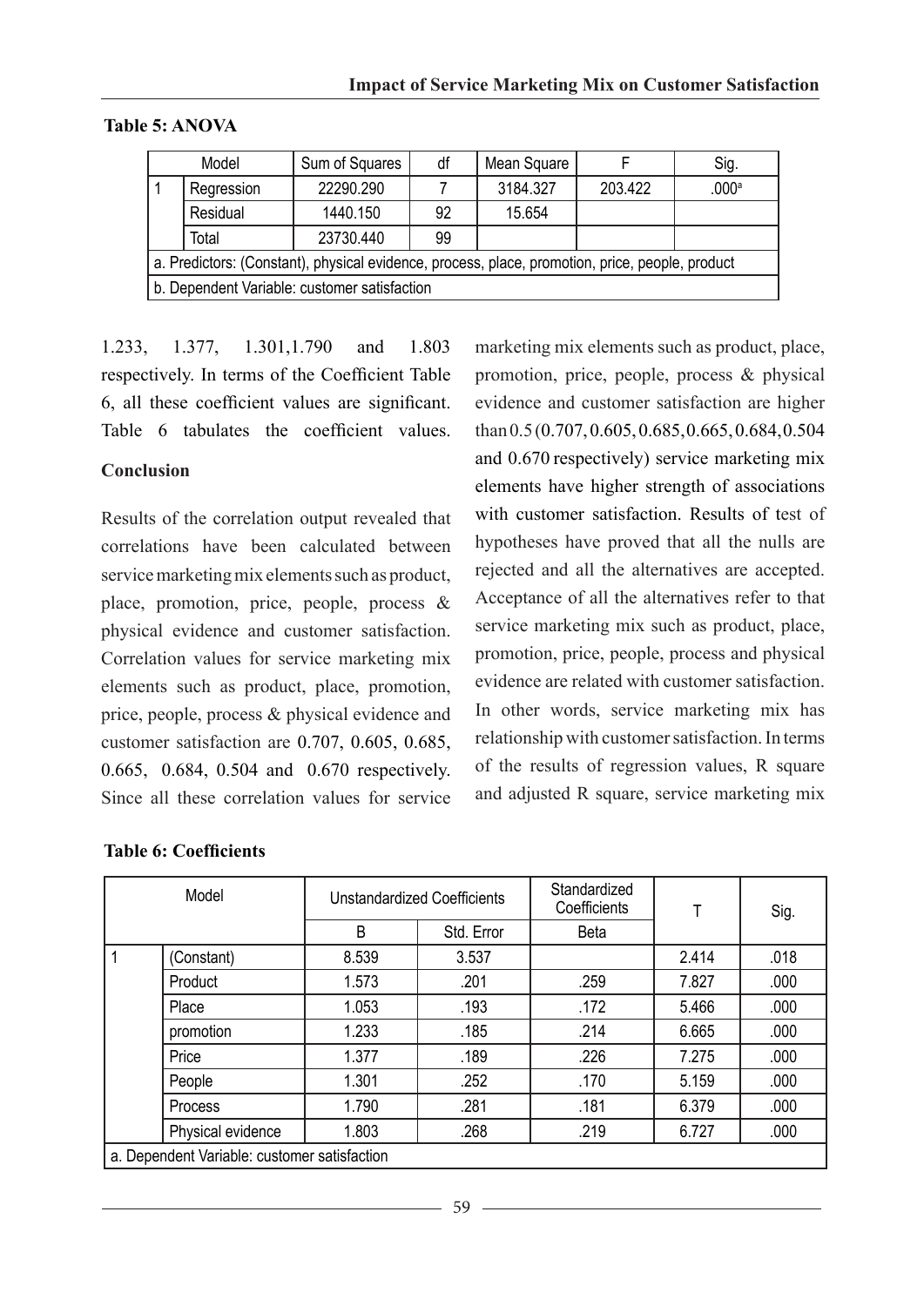**Table 5: ANOVA**

| Model | | Sum of Squares | df | Mean Square | F | Sig. |
|---|---|---|---|---|---|---|
| 1 | Regression | 22290.290 | 7 | 3184.327 | 203.422 | .000[a] |
| | Residual | 1440.150 | 92 | 15.654 | | |
| | Total | 23730.440 | 99 | | | |
| a. Predictors: (Constant), physical evidence, process, place, promotion, price, people, product | | | | | | |
| b. Dependent Variable: customer satisfaction | | | | | | |

1.233, 1.377, 1.301,1.790 and 1.803 respectively. In terms of the Coefficient Table 6, all these coefficient values are significant. Table 6 tabulates the coefficient values.

**Conclusion**

Results of the correlation output revealed that correlations have been calculated between service marketing mix elements such as product, place, promotion, price, people, process & physical evidence and customer satisfaction. Correlation values for service marketing mix elements such as product, place, promotion, price, people, process & physical evidence and customer satisfaction are 0.707, 0.605, 0.685, 0.665, 0.684, 0.504 and 0.670 respectively. Since all these correlation values for service marketing mix elements such as product, place, promotion, price, people, process & physical evidence and customer satisfaction are higher than 0.5 (0.707, 0.605, 0.685, 0.665, 0.684, 0.504 and 0.670 respectively) service marketing mix elements have higher strength of associations with customer satisfaction. Results of test of hypotheses have proved that all the nulls are rejected and all the alternatives are accepted. Acceptance of all the alternatives refer to that service marketing mix such as product, place, promotion, price, people, process and physical evidence are related with customer satisfaction. In other words, service marketing mix has relationship with customer satisfaction. In terms of the results of regression values, R square and adjusted R square, service marketing mix

**Table 6: Coefficients**

| Model | | Unstandardized Coefficients | | Standardized Coefficients | T | Sig. |
|---|---|---|---|---|---|---|
| | | B | Std. Error | Beta | | |
| 1 | (Constant) | 8.539 | 3.537 | | 2.414 | .018 |
| | Product | 1.573 | .201 | .259 | 7.827 | .000 |
| | Place | 1.053 | .193 | .172 | 5.466 | .000 |
| | promotion | 1.233 | .185 | .214 | 6.665 | .000 |
| | Price | 1.377 | .189 | .226 | 7.275 | .000 |
| | People | 1.301 | .252 | .170 | 5.159 | .000 |
| | Process | 1.790 | .281 | .181 | 6.379 | .000 |
| | Physical evidence | 1.803 | .268 | .219 | 6.727 | .000 |
| a. Dependent Variable: customer satisfaction | | | | | | |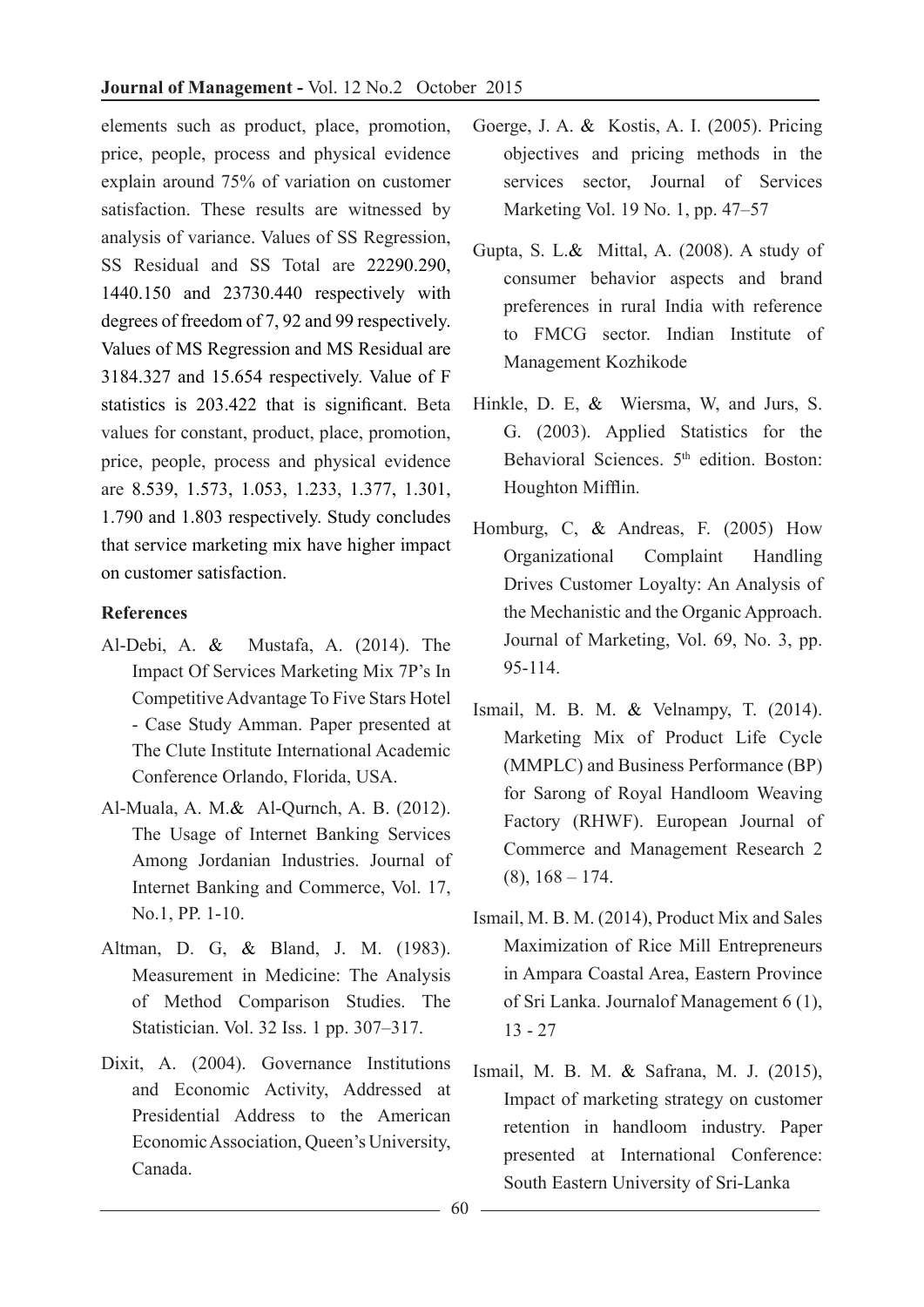elements such as product, place, promotion, price, people, process and physical evidence explain around 75% of variation on customer satisfaction. These results are witnessed by analysis of variance. Values of SS Regression, SS Residual and SS Total are 22290.290, 1440.150 and 23730.440 respectively with degrees of freedom of 7, 92 and 99 respectively. Values of MS Regression and MS Residual are 3184.327 and 15.654 respectively. Value of F statistics is 203.422 that is significant. Beta values for constant, product, place, promotion, price, people, process and physical evidence are 8.539, 1.573, 1.053, 1.233, 1.377, 1.301, 1.790 and 1.803 respectively. Study concludes that service marketing mix have higher impact on customer satisfaction.

**References**

Al-Debi, A. & Mustafa, A. (2014). The Impact Of Services Marketing Mix 7P's In Competitive Advantage To Five Stars Hotel - Case Study Amman. Paper presented at The Clute Institute International Academic Conference Orlando, Florida, USA.

Al-Muala, A. M.& Al-Qurnch, A. B. (2012). The Usage of Internet Banking Services Among Jordanian Industries. Journal of Internet Banking and Commerce, Vol. 17, No.1, PP. 1-10.

Altman, D. G, & Bland, J. M. (1983). Measurement in Medicine: The Analysis of Method Comparison Studies. The Statistician. Vol. 32 Iss. 1 pp. 307–317.

Dixit, A. (2004). Governance Institutions and Economic Activity, Addressed at Presidential Address to the American Economic Association, Queen's University, Canada.

Goerge, J. A. & Kostis, A. I. (2005). Pricing objectives and pricing methods in the services sector, Journal of Services Marketing Vol. 19 No. 1, pp. 47–57

Gupta, S. L.& Mittal, A. (2008). A study of consumer behavior aspects and brand preferences in rural India with reference to FMCG sector. Indian Institute of Management Kozhikode

Hinkle, D. E, & Wiersma, W, and Jurs, S. G. (2003). Applied Statistics for the Behavioral Sciences. 5th edition. Boston: Houghton Mifflin.

Homburg, C, & Andreas, F. (2005) How Organizational Complaint Handling Drives Customer Loyalty: An Analysis of the Mechanistic and the Organic Approach. Journal of Marketing, Vol. 69, No. 3, pp. 95-114.

Ismail, M. B. M. & Velnampy, T. (2014). Marketing Mix of Product Life Cycle (MMPLC) and Business Performance (BP) for Sarong of Royal Handloom Weaving Factory (RHWF). European Journal of Commerce and Management Research 2 (8), 168 – 174.

Ismail, M. B. M. (2014), Product Mix and Sales Maximization of Rice Mill Entrepreneurs in Ampara Coastal Area, Eastern Province of Sri Lanka. Journalof Management 6 (1), 13 - 27

Ismail, M. B. M. & Safrana, M. J. (2015), Impact of marketing strategy on customer retention in handloom industry. Paper presented at International Conference: South Eastern University of Sri-Lanka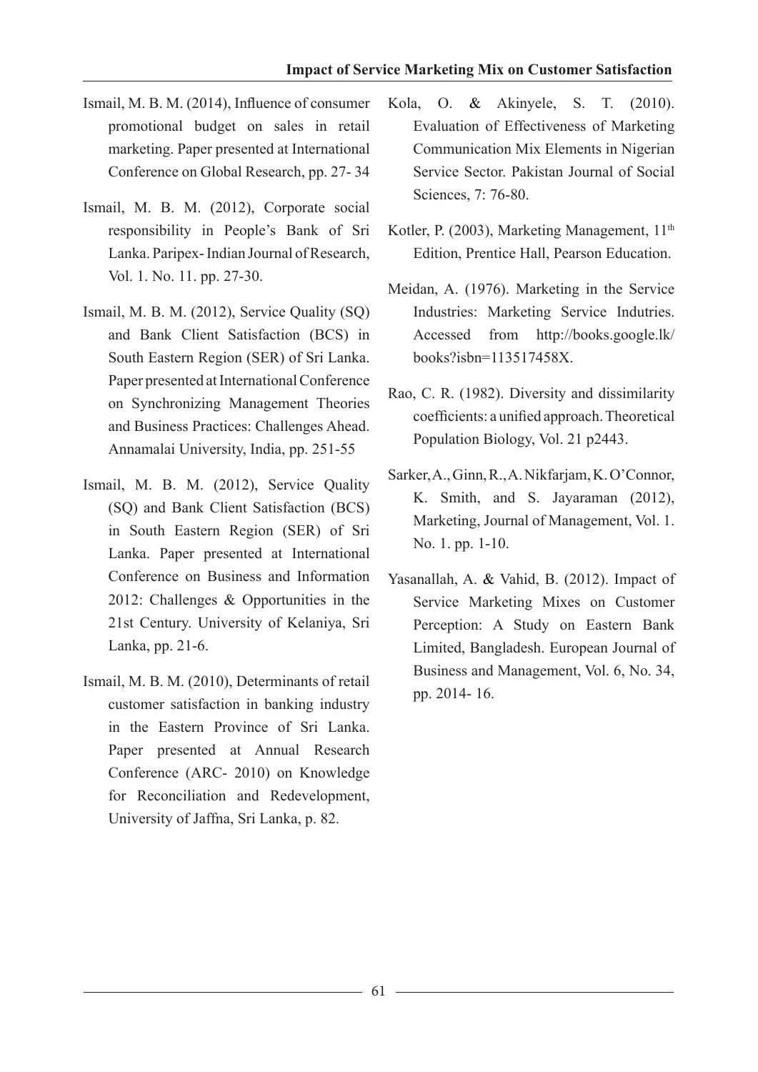Ismail, M. B. M. (2014), Influence of consumer promotional budget on sales in retail marketing. Paper presented at International Conference on Global Research, pp. 27- 34

Ismail, M. B. M. (2012), Corporate social responsibility in People's Bank of Sri Lanka. Paripex- Indian Journal of Research, Vol. 1. No. 11. pp. 27-30.

Ismail, M. B. M. (2012), Service Quality (SQ) and Bank Client Satisfaction (BCS) in South Eastern Region (SER) of Sri Lanka. Paper presented at International Conference on Synchronizing Management Theories and Business Practices: Challenges Ahead. Annamalai University, India, pp. 251-55

Ismail, M. B. M. (2012), Service Quality (SQ) and Bank Client Satisfaction (BCS) in South Eastern Region (SER) of Sri Lanka. Paper presented at International Conference on Business and Information 2012: Challenges & Opportunities in the 21st Century. University of Kelaniya, Sri Lanka, pp. 21-6.

Ismail, M. B. M. (2010), Determinants of retail customer satisfaction in banking industry in the Eastern Province of Sri Lanka. Paper presented at Annual Research Conference (ARC- 2010) on Knowledge for Reconciliation and Redevelopment, University of Jaffna, Sri Lanka, p. 82.

Kola, O. & Akinyele, S. T. (2010). Evaluation of Effectiveness of Marketing Communication Mix Elements in Nigerian Service Sector. Pakistan Journal of Social Sciences, 7: 76-80.

Kotler, P. (2003), Marketing Management, 11th Edition, Prentice Hall, Pearson Education.

Meidan, A. (1976). Marketing in the Service Industries: Marketing Service Indutries. Accessed from http://books.google.lk/books?isbn=113517458X.

Rao, C. R. (1982). Diversity and dissimilarity coefficients: a unified approach. Theoretical Population Biology, Vol. 21 p2443.

Sarker, A., Ginn, R., A. Nikfarjam, K. O'Connor, K. Smith, and S. Jayaraman (2012), Marketing, Journal of Management, Vol. 1. No. 1. pp. 1-10.

Yasanallah, A. & Vahid, B. (2012). Impact of Service Marketing Mixes on Customer Perception: A Study on Eastern Bank Limited, Bangladesh. European Journal of Business and Management, Vol. 6, No. 34, pp. 2014- 16.